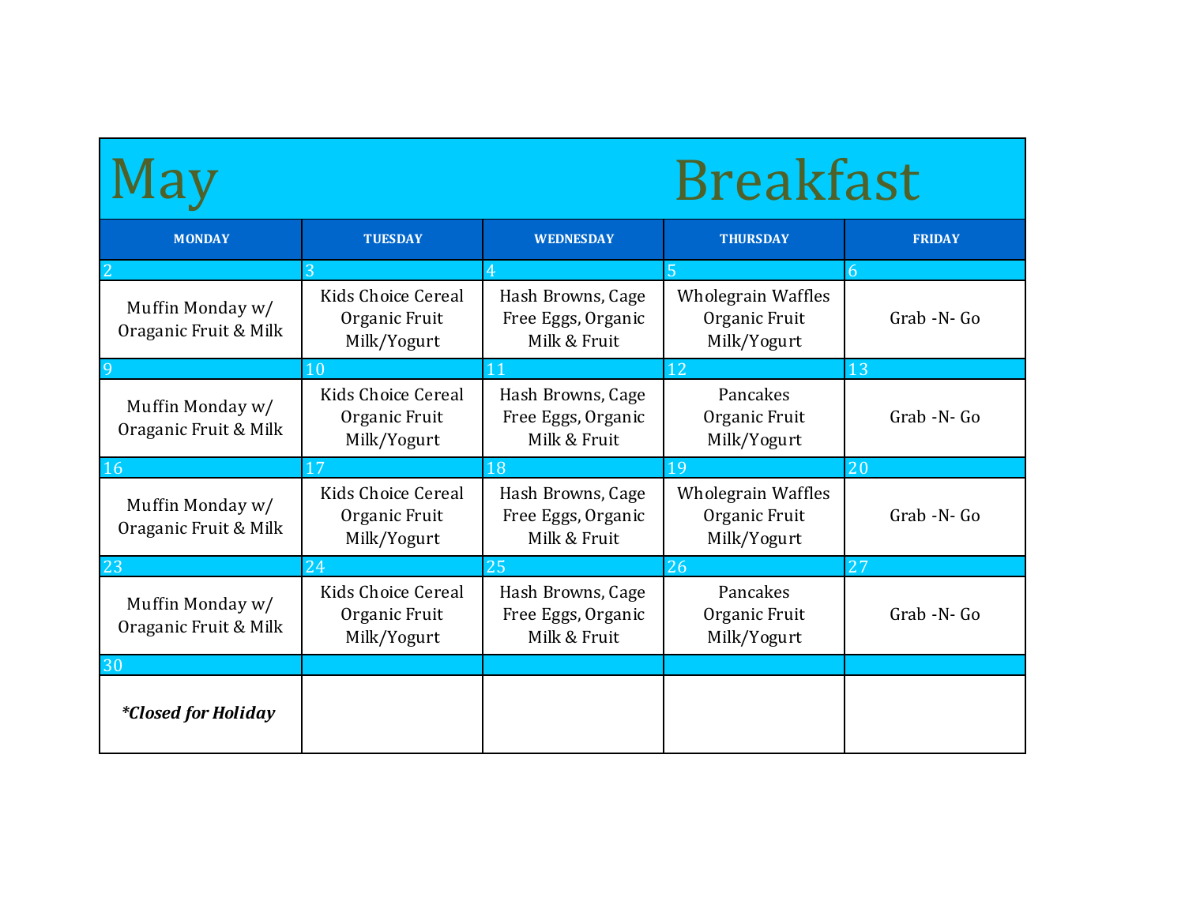# May Breakfast

| MONDAY | TUESDAY | WEDNESDAY | THURSDAY | FRIDAY |
|---|---|---|---|---|
| 2 | 3 | 4 | 5 | 6 |
| Muffin Monday w/ Oraganic Fruit & Milk | Kids Choice Cereal Organic Fruit Milk/Yogurt | Hash Browns, Cage Free Eggs, Organic Milk & Fruit | Wholegrain Waffles Organic Fruit Milk/Yogurt | Grab -N- Go |
| 9 | 10 | 11 | 12 | 13 |
| Muffin Monday w/ Oraganic Fruit & Milk | Kids Choice Cereal Organic Fruit Milk/Yogurt | Hash Browns, Cage Free Eggs, Organic Milk & Fruit | Pancakes Organic Fruit Milk/Yogurt | Grab -N- Go |
| 16 | 17 | 18 | 19 | 20 |
| Muffin Monday w/ Oraganic Fruit & Milk | Kids Choice Cereal Organic Fruit Milk/Yogurt | Hash Browns, Cage Free Eggs, Organic Milk & Fruit | Wholegrain Waffles Organic Fruit Milk/Yogurt | Grab -N- Go |
| 23 | 24 | 25 | 26 | 27 |
| Muffin Monday w/ Oraganic Fruit & Milk | Kids Choice Cereal Organic Fruit Milk/Yogurt | Hash Browns, Cage Free Eggs, Organic Milk & Fruit | Pancakes Organic Fruit Milk/Yogurt | Grab -N- Go |
| 30 | | | | |
| ***Closed for Holiday** | | | | |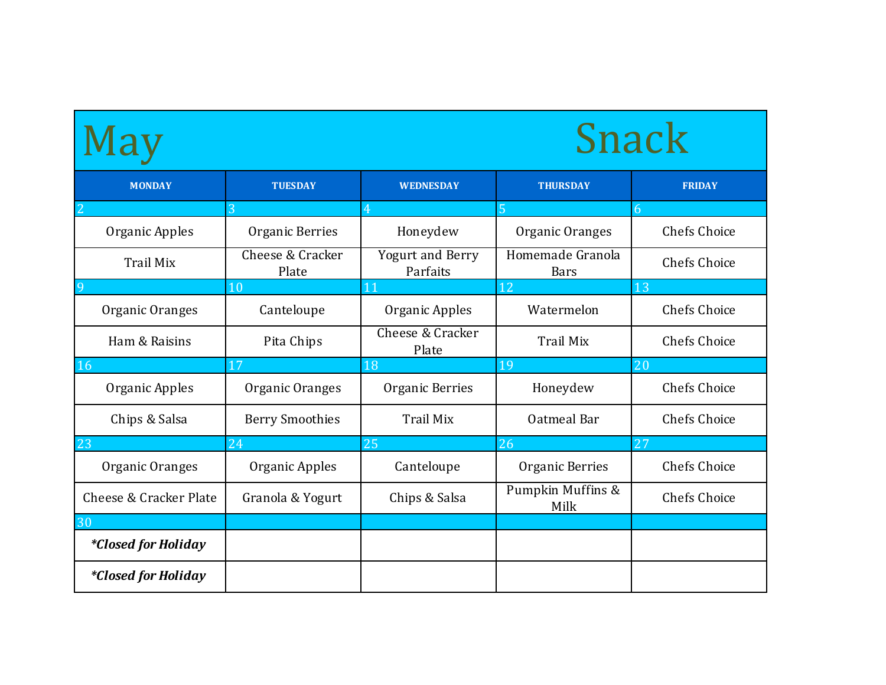# May Snack

| MONDAY | TUESDAY | WEDNESDAY | THURSDAY | FRIDAY |
|---|---|---|---|---|
| 2 | 3 | 4 | 5 | 6 |
| Organic Apples | Organic Berries | Honeydew | Organic Oranges | Chefs Choice |
| Trail Mix | Cheese & Cracker Plate | Yogurt and Berry Parfaits | Homemade Granola Bars | Chefs Choice |
| 9 | 10 | 11 | 12 | 13 |
| Organic Oranges | Canteloupe | Organic Apples | Watermelon | Chefs Choice |
| Ham & Raisins | Pita Chips | Cheese & Cracker Plate | Trail Mix | Chefs Choice |
| 16 | 17 | 18 | 19 | 20 |
| Organic Apples | Organic Oranges | Organic Berries | Honeydew | Chefs Choice |
| Chips & Salsa | Berry Smoothies | Trail Mix | Oatmeal Bar | Chefs Choice |
| 23 | 24 | 25 | 26 | 27 |
| Organic Oranges | Organic Apples | Canteloupe | Organic Berries | Chefs Choice |
| Cheese & Cracker Plate | Granola & Yogurt | Chips & Salsa | Pumpkin Muffins & Milk | Chefs Choice |
| 30 | | | | |
| ***Closed for Holiday** | | | | |
| ***Closed for Holiday** | | | | |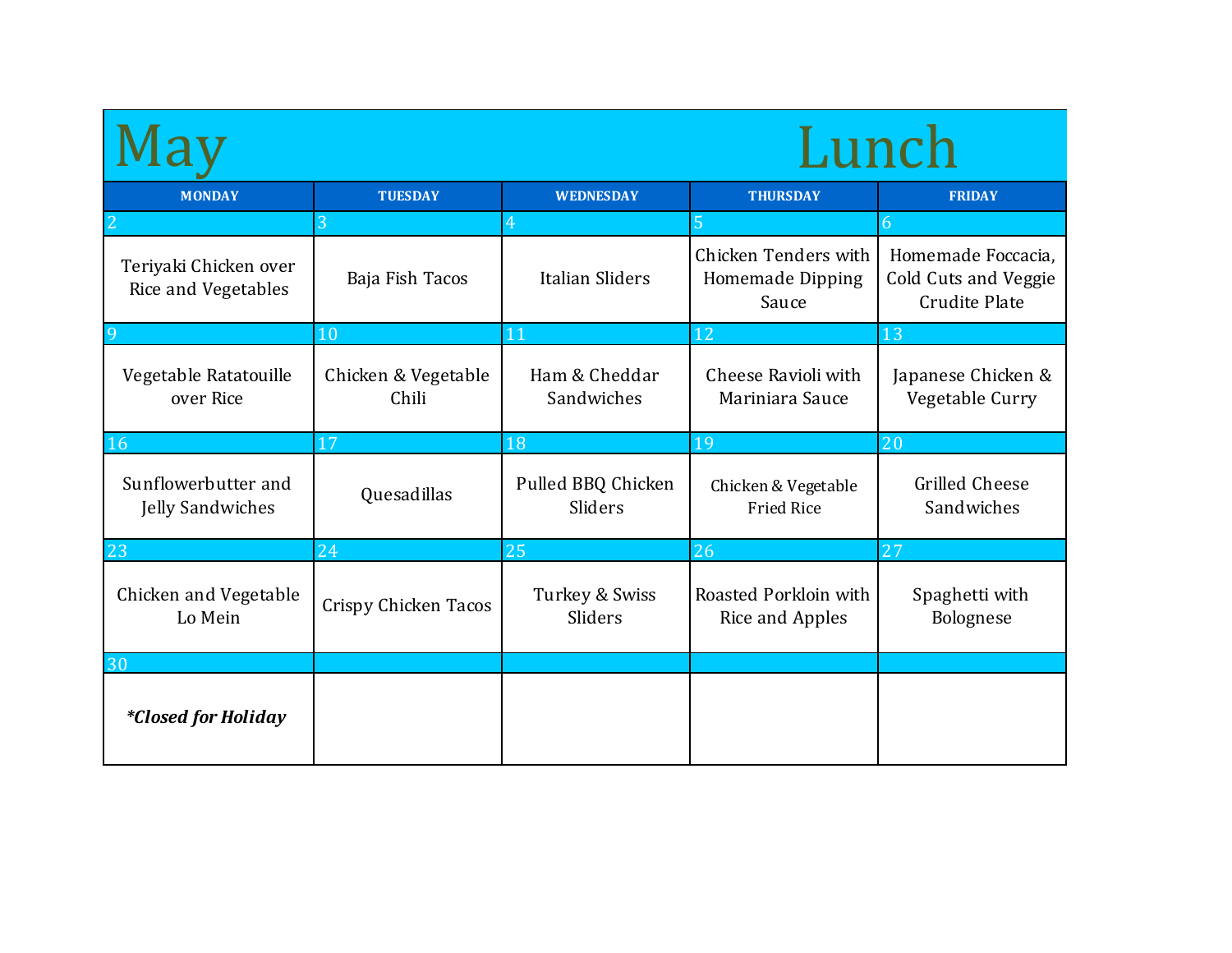# May Lunch

| MONDAY | TUESDAY | WEDNESDAY | THURSDAY | FRIDAY |
|---|---|---|---|---|
| 2 | 3 | 4 | 5 | 6 |
| Teriyaki Chicken over Rice and Vegetables | Baja Fish Tacos | Italian Sliders | Chicken Tenders with Homemade Dipping Sauce | Homemade Foccacia, Cold Cuts and Veggie Crudite Plate |
| 9 | 10 | 11 | 12 | 13 |
| Vegetable Ratatouille over Rice | Chicken & Vegetable Chili | Ham & Cheddar Sandwiches | Cheese Ravioli with Mariniara Sauce | Japanese Chicken & Vegetable Curry |
| 16 | 17 | 18 | 19 | 20 |
| Sunflowerbutter and Jelly Sandwiches | Quesadillas | Pulled BBQ Chicken Sliders | Chicken & Vegetable Fried Rice | Grilled Cheese Sandwiches |
| 23 | 24 | 25 | 26 | 27 |
| Chicken and Vegetable Lo Mein | Crispy Chicken Tacos | Turkey & Swiss Sliders | Roasted Porkloin with Rice and Apples | Spaghetti with Bolognese |
| 30 | | | | |
| ***Closed for Holiday** | | | | |